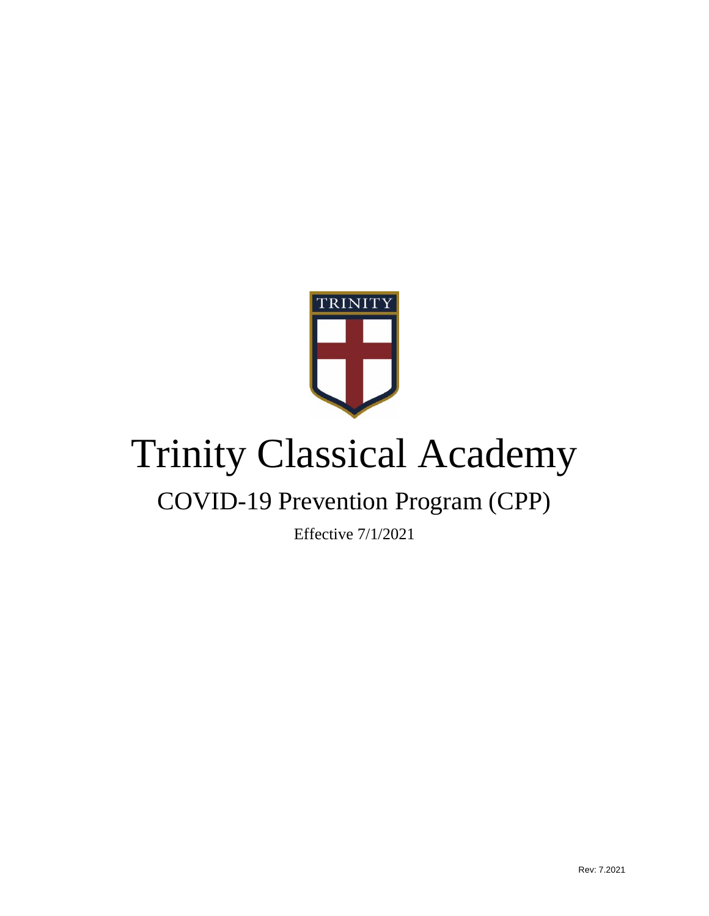# Trinity Classical Academy

## COVID-19 Prevention Program (CPP)

Effective 7/1/2021

Rev: 7.2021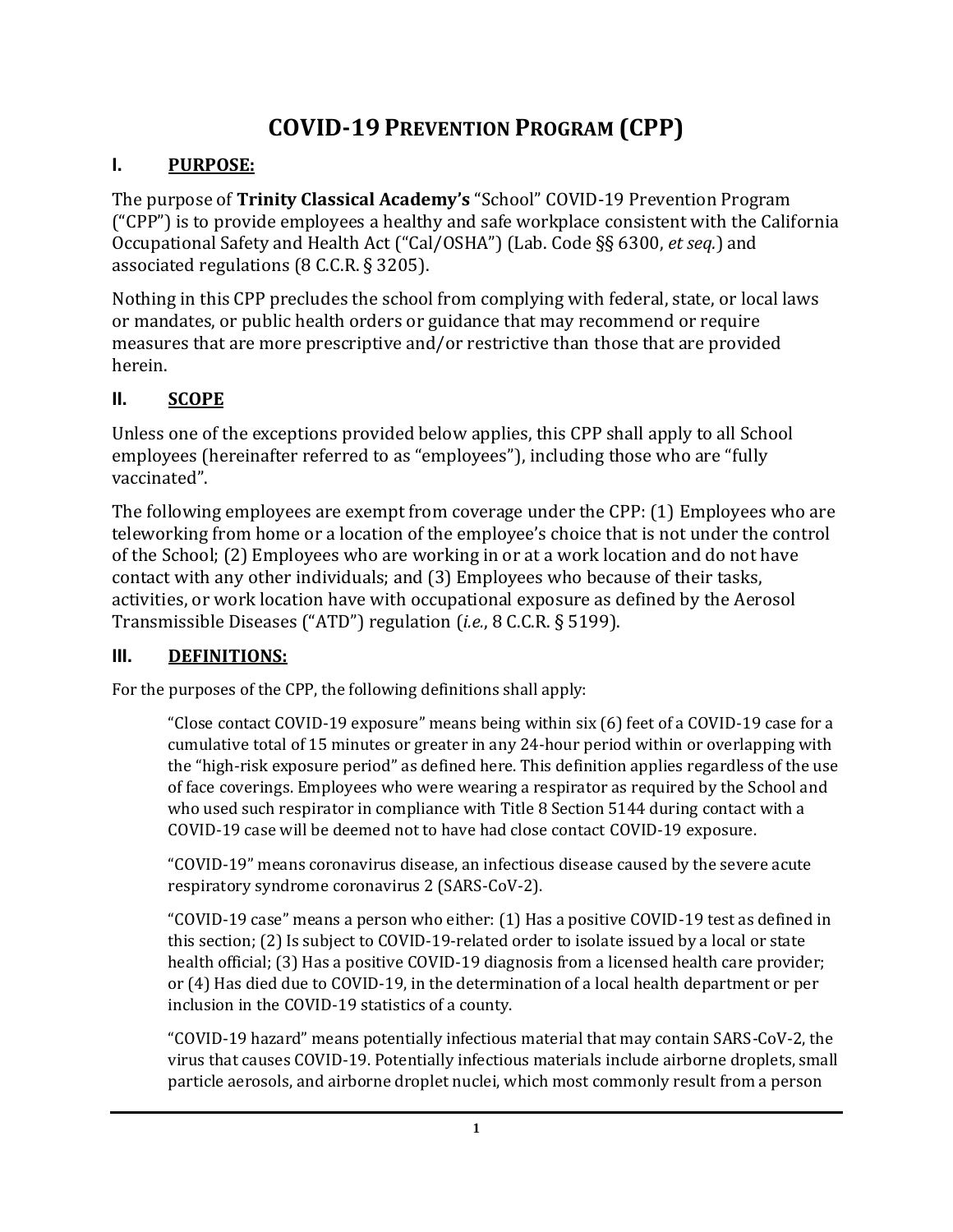# COVID-19 PREVENTION PROGRAM (CPP)

## I. PURPOSE:

The purpose of **Trinity Classical Academy's** "School" COVID-19 Prevention Program ("CPP") is to provide employees a healthy and safe workplace consistent with the California Occupational Safety and Health Act ("Cal/OSHA") (Lab. Code §§ 6300, *et seq.*) and associated regulations (8 C.C.R. § 3205).

Nothing in this CPP precludes the school from complying with federal, state, or local laws or mandates, or public health orders or guidance that may recommend or require measures that are more prescriptive and/or restrictive than those that are provided herein.

## II. SCOPE

Unless one of the exceptions provided below applies, this CPP shall apply to all School employees (hereinafter referred to as "employees"), including those who are "fully vaccinated".

The following employees are exempt from coverage under the CPP: (1) Employees who are teleworking from home or a location of the employee's choice that is not under the control of the School; (2) Employees who are working in or at a work location and do not have contact with any other individuals; and (3) Employees who because of their tasks, activities, or work location have with occupational exposure as defined by the Aerosol Transmissible Diseases ("ATD") regulation (*i.e.*, 8 C.C.R. § 5199).

## III. DEFINITIONS:

For the purposes of the CPP, the following definitions shall apply:

"Close contact COVID-19 exposure" means being within six (6) feet of a COVID-19 case for a cumulative total of 15 minutes or greater in any 24-hour period within or overlapping with the "high-risk exposure period" as defined here. This definition applies regardless of the use of face coverings. Employees who were wearing a respirator as required by the School and who used such respirator in compliance with Title 8 Section 5144 during contact with a COVID-19 case will be deemed not to have had close contact COVID-19 exposure.

"COVID-19" means coronavirus disease, an infectious disease caused by the severe acute respiratory syndrome coronavirus 2 (SARS-CoV-2).

"COVID-19 case" means a person who either: (1) Has a positive COVID-19 test as defined in this section; (2) Is subject to COVID-19-related order to isolate issued by a local or state health official; (3) Has a positive COVID-19 diagnosis from a licensed health care provider; or (4) Has died due to COVID-19, in the determination of a local health department or per inclusion in the COVID-19 statistics of a county.

"COVID-19 hazard" means potentially infectious material that may contain SARS-CoV-2, the virus that causes COVID-19. Potentially infectious materials include airborne droplets, small particle aerosols, and airborne droplet nuclei, which most commonly result from a person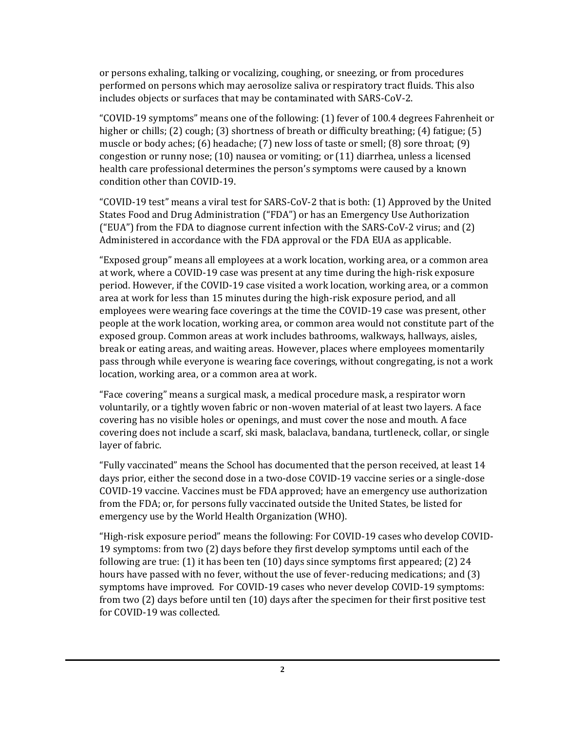or persons exhaling, talking or vocalizing, coughing, or sneezing, or from procedures performed on persons which may aerosolize saliva or respiratory tract fluids. This also includes objects or surfaces that may be contaminated with SARS-CoV-2.

"COVID-19 symptoms" means one of the following: (1) fever of 100.4 degrees Fahrenheit or higher or chills; (2) cough; (3) shortness of breath or difficulty breathing; (4) fatigue; (5) muscle or body aches; (6) headache; (7) new loss of taste or smell; (8) sore throat; (9) congestion or runny nose; (10) nausea or vomiting; or (11) diarrhea, unless a licensed health care professional determines the person's symptoms were caused by a known condition other than COVID-19.

"COVID-19 test" means a viral test for SARS-CoV-2 that is both: (1) Approved by the United States Food and Drug Administration ("FDA") or has an Emergency Use Authorization ("EUA") from the FDA to diagnose current infection with the SARS-CoV-2 virus; and (2) Administered in accordance with the FDA approval or the FDA EUA as applicable.

"Exposed group" means all employees at a work location, working area, or a common area at work, where a COVID-19 case was present at any time during the high-risk exposure period. However, if the COVID-19 case visited a work location, working area, or a common area at work for less than 15 minutes during the high-risk exposure period, and all employees were wearing face coverings at the time the COVID-19 case was present, other people at the work location, working area, or common area would not constitute part of the exposed group. Common areas at work includes bathrooms, walkways, hallways, aisles, break or eating areas, and waiting areas. However, places where employees momentarily pass through while everyone is wearing face coverings, without congregating, is not a work location, working area, or a common area at work.

"Face covering" means a surgical mask, a medical procedure mask, a respirator worn voluntarily, or a tightly woven fabric or non-woven material of at least two layers. A face covering has no visible holes or openings, and must cover the nose and mouth. A face covering does not include a scarf, ski mask, balaclava, bandana, turtleneck, collar, or single layer of fabric.

"Fully vaccinated" means the School has documented that the person received, at least 14 days prior, either the second dose in a two-dose COVID-19 vaccine series or a single-dose COVID-19 vaccine. Vaccines must be FDA approved; have an emergency use authorization from the FDA; or, for persons fully vaccinated outside the United States, be listed for emergency use by the World Health Organization (WHO).

"High-risk exposure period" means the following: For COVID-19 cases who develop COVID-19 symptoms: from two (2) days before they first develop symptoms until each of the following are true: (1) it has been ten (10) days since symptoms first appeared; (2) 24 hours have passed with no fever, without the use of fever-reducing medications; and (3) symptoms have improved. For COVID-19 cases who never develop COVID-19 symptoms: from two (2) days before until ten (10) days after the specimen for their first positive test for COVID-19 was collected.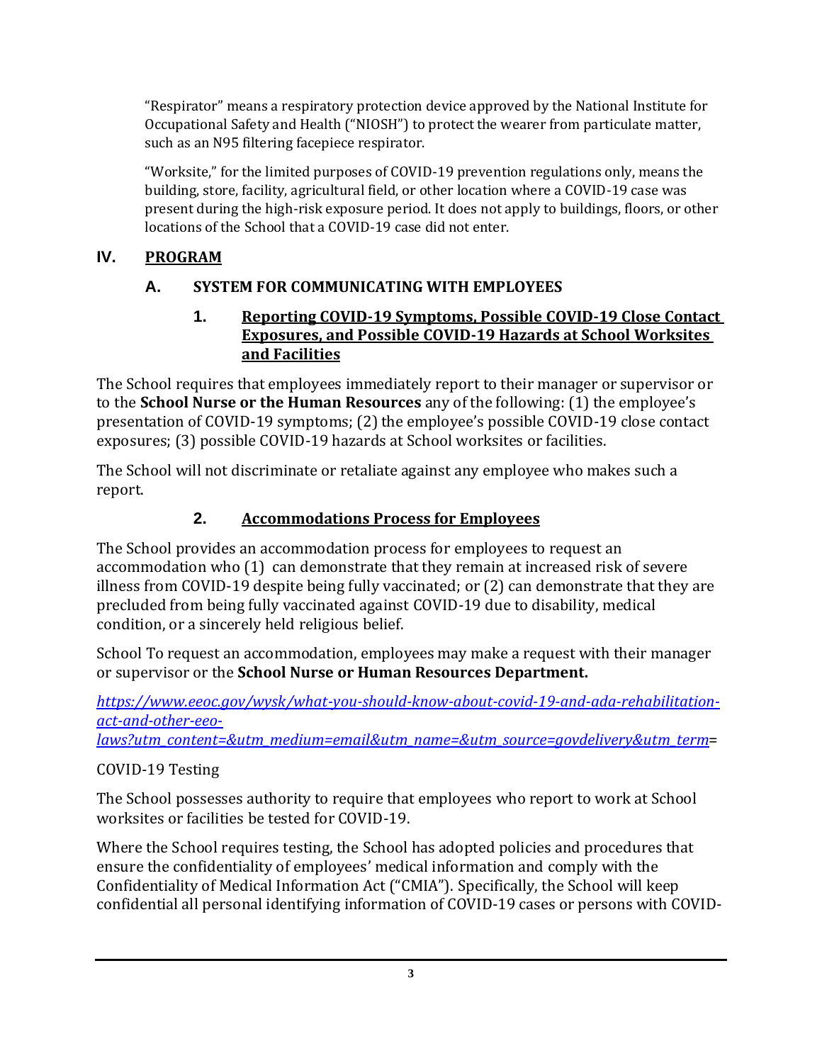"Respirator" means a respiratory protection device approved by the National Institute for Occupational Safety and Health ("NIOSH") to protect the wearer from particulate matter, such as an N95 filtering facepiece respirator.

"Worksite," for the limited purposes of COVID-19 prevention regulations only, means the building, store, facility, agricultural field, or other location where a COVID-19 case was present during the high-risk exposure period. It does not apply to buildings, floors, or other locations of the School that a COVID-19 case did not enter.

## IV. PROGRAM

### A. SYSTEM FOR COMMUNICATING WITH EMPLOYEES

#### 1. Reporting COVID-19 Symptoms, Possible COVID-19 Close Contact Exposures, and Possible COVID-19 Hazards at School Worksites and Facilities

The School requires that employees immediately report to their manager or supervisor or to the **School Nurse or the Human Resources** any of the following: (1) the employee's presentation of COVID-19 symptoms; (2) the employee's possible COVID-19 close contact exposures; (3) possible COVID-19 hazards at School worksites or facilities.

The School will not discriminate or retaliate against any employee who makes such a report.

#### 2. Accommodations Process for Employees

The School provides an accommodation process for employees to request an accommodation who (1) can demonstrate that they remain at increased risk of severe illness from COVID-19 despite being fully vaccinated; or (2) can demonstrate that they are precluded from being fully vaccinated against COVID-19 due to disability, medical condition, or a sincerely held religious belief.

School To request an accommodation, employees may make a request with their manager or supervisor or the **School Nurse or Human Resources Department.**

*https://www.eeoc.gov/wysk/what-you-should-know-about-covid-19-and-ada-rehabilitation-act-and-other-eeo-laws?utm_content=&utm_medium=email&utm_name=&utm_source=govdelivery&utm_term*=

COVID-19 Testing

The School possesses authority to require that employees who report to work at School worksites or facilities be tested for COVID-19.

Where the School requires testing, the School has adopted policies and procedures that ensure the confidentiality of employees' medical information and comply with the Confidentiality of Medical Information Act ("CMIA"). Specifically, the School will keep confidential all personal identifying information of COVID-19 cases or persons with COVID-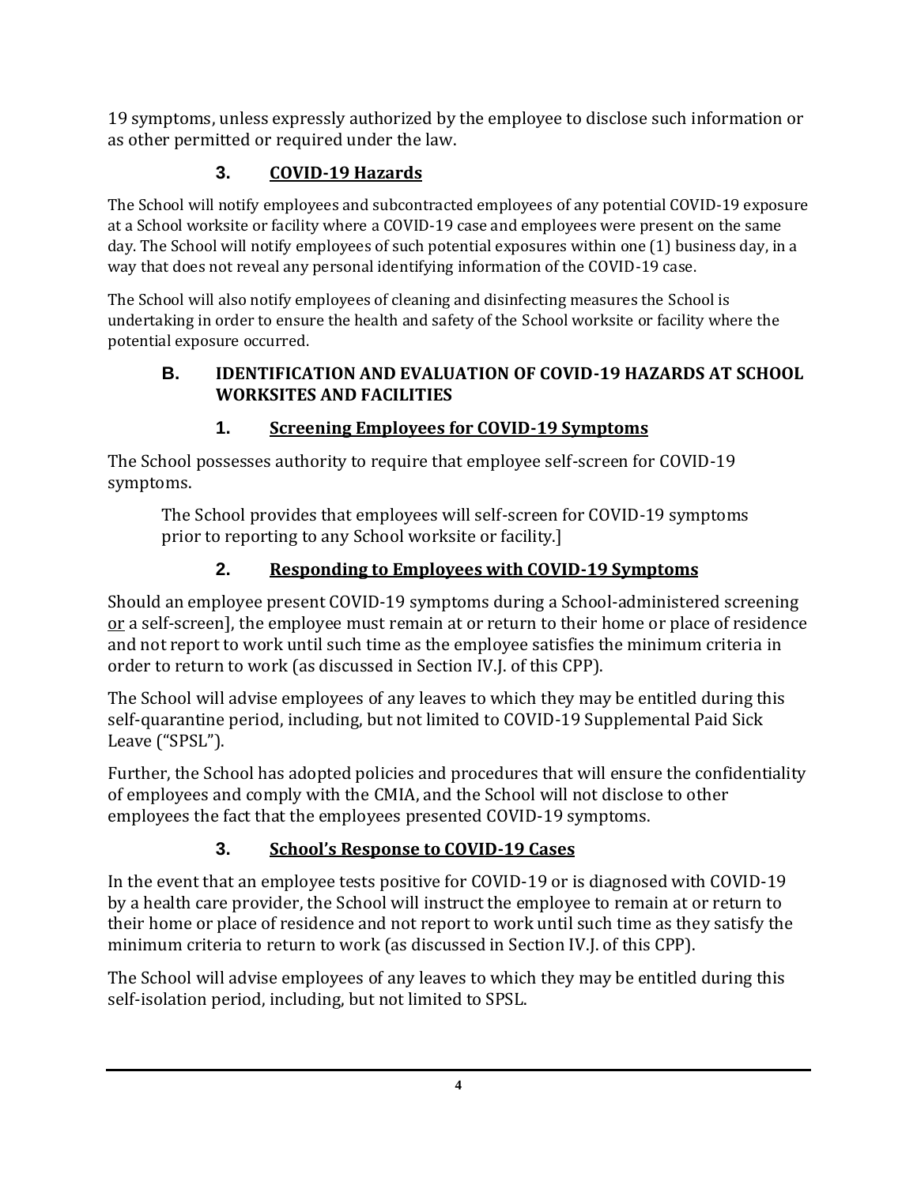19 symptoms, unless expressly authorized by the employee to disclose such information or as other permitted or required under the law.

### 3. COVID-19 Hazards

The School will notify employees and subcontracted employees of any potential COVID-19 exposure at a School worksite or facility where a COVID-19 case and employees were present on the same day. The School will notify employees of such potential exposures within one (1) business day, in a way that does not reveal any personal identifying information of the COVID-19 case.

The School will also notify employees of cleaning and disinfecting measures the School is undertaking in order to ensure the health and safety of the School worksite or facility where the potential exposure occurred.

## B. IDENTIFICATION AND EVALUATION OF COVID-19 HAZARDS AT SCHOOL WORKSITES AND FACILITIES

### 1. Screening Employees for COVID-19 Symptoms

The School possesses authority to require that employee self-screen for COVID-19 symptoms.

> The School provides that employees will self-screen for COVID-19 symptoms prior to reporting to any School worksite or facility.]

### 2. Responding to Employees with COVID-19 Symptoms

Should an employee present COVID-19 symptoms during a School-administered screening <u>or</u> a self-screen], the employee must remain at or return to their home or place of residence and not report to work until such time as the employee satisfies the minimum criteria in order to return to work (as discussed in Section IV.J. of this CPP).

The School will advise employees of any leaves to which they may be entitled during this self-quarantine period, including, but not limited to COVID-19 Supplemental Paid Sick Leave ("SPSL").

Further, the School has adopted policies and procedures that will ensure the confidentiality of employees and comply with the CMIA, and the School will not disclose to other employees the fact that the employees presented COVID-19 symptoms.

### 3. School's Response to COVID-19 Cases

In the event that an employee tests positive for COVID-19 or is diagnosed with COVID-19 by a health care provider, the School will instruct the employee to remain at or return to their home or place of residence and not report to work until such time as they satisfy the minimum criteria to return to work (as discussed in Section IV.J. of this CPP).

The School will advise employees of any leaves to which they may be entitled during this self-isolation period, including, but not limited to SPSL.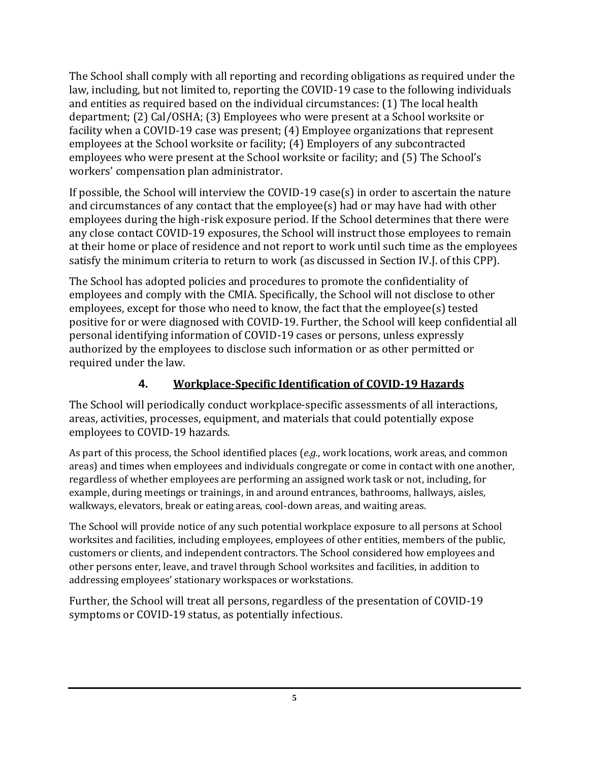The School shall comply with all reporting and recording obligations as required under the law, including, but not limited to, reporting the COVID-19 case to the following individuals and entities as required based on the individual circumstances: (1) The local health department; (2) Cal/OSHA; (3) Employees who were present at a School worksite or facility when a COVID-19 case was present; (4) Employee organizations that represent employees at the School worksite or facility; (4) Employers of any subcontracted employees who were present at the School worksite or facility; and (5) The School's workers' compensation plan administrator.

If possible, the School will interview the COVID-19 case(s) in order to ascertain the nature and circumstances of any contact that the employee(s) had or may have had with other employees during the high-risk exposure period. If the School determines that there were any close contact COVID-19 exposures, the School will instruct those employees to remain at their home or place of residence and not report to work until such time as the employees satisfy the minimum criteria to return to work (as discussed in Section IV.J. of this CPP).

The School has adopted policies and procedures to promote the confidentiality of employees and comply with the CMIA. Specifically, the School will not disclose to other employees, except for those who need to know, the fact that the employee(s) tested positive for or were diagnosed with COVID-19. Further, the School will keep confidential all personal identifying information of COVID-19 cases or persons, unless expressly authorized by the employees to disclose such information or as other permitted or required under the law.

### 4. Workplace-Specific Identification of COVID-19 Hazards

The School will periodically conduct workplace-specific assessments of all interactions, areas, activities, processes, equipment, and materials that could potentially expose employees to COVID-19 hazards.

As part of this process, the School identified places (*e.g.*, work locations, work areas, and common areas) and times when employees and individuals congregate or come in contact with one another, regardless of whether employees are performing an assigned work task or not, including, for example, during meetings or trainings, in and around entrances, bathrooms, hallways, aisles, walkways, elevators, break or eating areas, cool-down areas, and waiting areas.

The School will provide notice of any such potential workplace exposure to all persons at School worksites and facilities, including employees, employees of other entities, members of the public, customers or clients, and independent contractors. The School considered how employees and other persons enter, leave, and travel through School worksites and facilities, in addition to addressing employees' stationary workspaces or workstations.

Further, the School will treat all persons, regardless of the presentation of COVID-19 symptoms or COVID-19 status, as potentially infectious.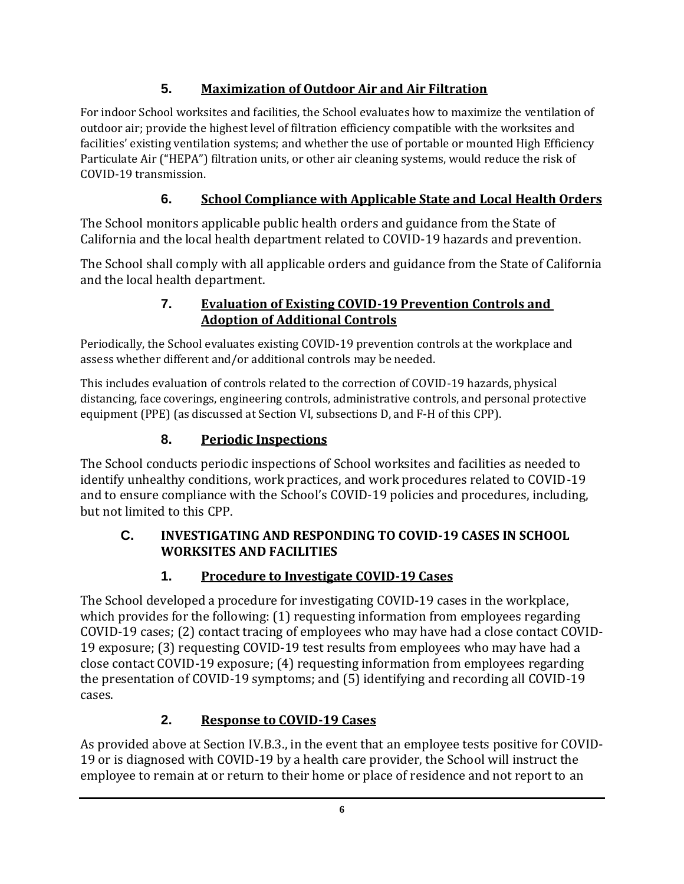### 5. Maximization of Outdoor Air and Air Filtration

For indoor School worksites and facilities, the School evaluates how to maximize the ventilation of outdoor air; provide the highest level of filtration efficiency compatible with the worksites and facilities' existing ventilation systems; and whether the use of portable or mounted High Efficiency Particulate Air ("HEPA") filtration units, or other air cleaning systems, would reduce the risk of COVID-19 transmission.

### 6. School Compliance with Applicable State and Local Health Orders

The School monitors applicable public health orders and guidance from the State of California and the local health department related to COVID-19 hazards and prevention.

The School shall comply with all applicable orders and guidance from the State of California and the local health department.

### 7. Evaluation of Existing COVID-19 Prevention Controls and Adoption of Additional Controls

Periodically, the School evaluates existing COVID-19 prevention controls at the workplace and assess whether different and/or additional controls may be needed.

This includes evaluation of controls related to the correction of COVID-19 hazards, physical distancing, face coverings, engineering controls, administrative controls, and personal protective equipment (PPE) (as discussed at Section VI, subsections D, and F-H of this CPP).

### 8. Periodic Inspections

The School conducts periodic inspections of School worksites and facilities as needed to identify unhealthy conditions, work practices, and work procedures related to COVID-19 and to ensure compliance with the School's COVID-19 policies and procedures, including, but not limited to this CPP.

## C. INVESTIGATING AND RESPONDING TO COVID-19 CASES IN SCHOOL WORKSITES AND FACILITIES

### 1. Procedure to Investigate COVID-19 Cases

The School developed a procedure for investigating COVID-19 cases in the workplace, which provides for the following: (1) requesting information from employees regarding COVID-19 cases; (2) contact tracing of employees who may have had a close contact COVID-19 exposure; (3) requesting COVID-19 test results from employees who may have had a close contact COVID-19 exposure; (4) requesting information from employees regarding the presentation of COVID-19 symptoms; and (5) identifying and recording all COVID-19 cases.

### 2. Response to COVID-19 Cases

As provided above at Section IV.B.3., in the event that an employee tests positive for COVID-19 or is diagnosed with COVID-19 by a health care provider, the School will instruct the employee to remain at or return to their home or place of residence and not report to an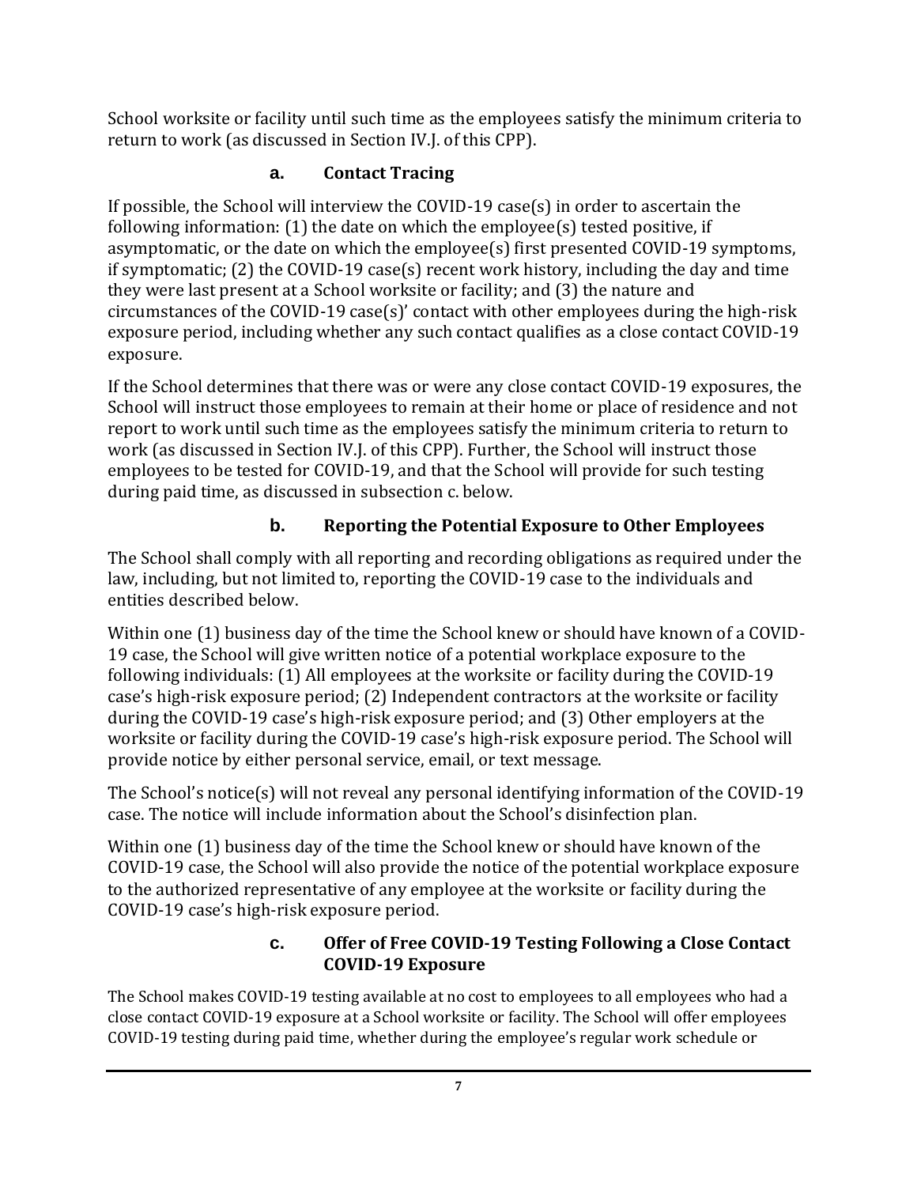School worksite or facility until such time as the employees satisfy the minimum criteria to return to work (as discussed in Section IV.J. of this CPP).

### a. Contact Tracing

If possible, the School will interview the COVID-19 case(s) in order to ascertain the following information: (1) the date on which the employee(s) tested positive, if asymptomatic, or the date on which the employee(s) first presented COVID-19 symptoms, if symptomatic; (2) the COVID-19 case(s) recent work history, including the day and time they were last present at a School worksite or facility; and (3) the nature and circumstances of the COVID-19 case(s)' contact with other employees during the high-risk exposure period, including whether any such contact qualifies as a close contact COVID-19 exposure.

If the School determines that there was or were any close contact COVID-19 exposures, the School will instruct those employees to remain at their home or place of residence and not report to work until such time as the employees satisfy the minimum criteria to return to work (as discussed in Section IV.J. of this CPP). Further, the School will instruct those employees to be tested for COVID-19, and that the School will provide for such testing during paid time, as discussed in subsection c. below.

### b. Reporting the Potential Exposure to Other Employees

The School shall comply with all reporting and recording obligations as required under the law, including, but not limited to, reporting the COVID-19 case to the individuals and entities described below.

Within one (1) business day of the time the School knew or should have known of a COVID-19 case, the School will give written notice of a potential workplace exposure to the following individuals: (1) All employees at the worksite or facility during the COVID-19 case's high-risk exposure period; (2) Independent contractors at the worksite or facility during the COVID-19 case's high-risk exposure period; and (3) Other employers at the worksite or facility during the COVID-19 case's high-risk exposure period. The School will provide notice by either personal service, email, or text message.

The School's notice(s) will not reveal any personal identifying information of the COVID-19 case. The notice will include information about the School's disinfection plan.

Within one (1) business day of the time the School knew or should have known of the COVID-19 case, the School will also provide the notice of the potential workplace exposure to the authorized representative of any employee at the worksite or facility during the COVID-19 case's high-risk exposure period.

### c. Offer of Free COVID-19 Testing Following a Close Contact COVID-19 Exposure

The School makes COVID-19 testing available at no cost to employees to all employees who had a close contact COVID-19 exposure at a School worksite or facility. The School will offer employees COVID-19 testing during paid time, whether during the employee's regular work schedule or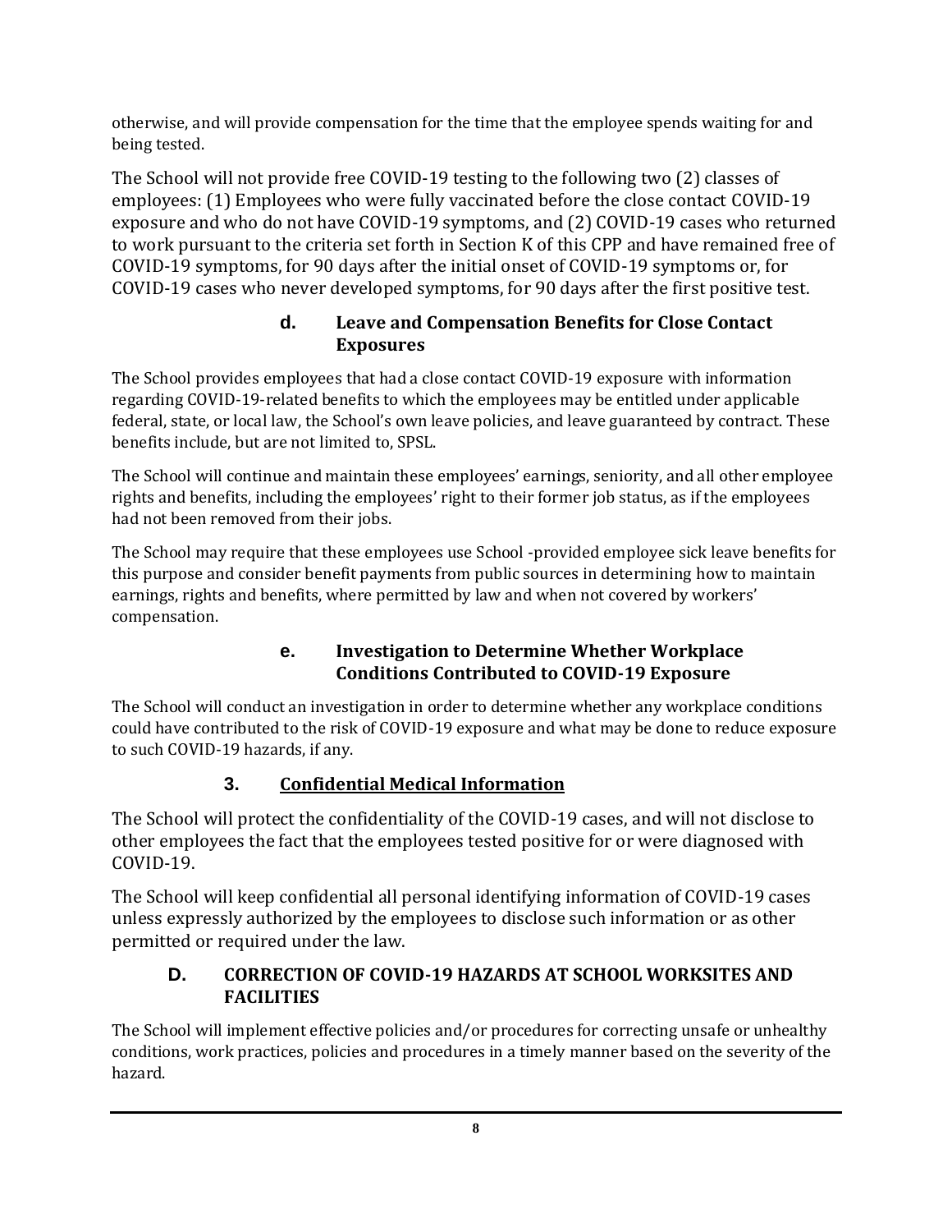otherwise, and will provide compensation for the time that the employee spends waiting for and being tested.

The School will not provide free COVID-19 testing to the following two (2) classes of employees: (1) Employees who were fully vaccinated before the close contact COVID-19 exposure and who do not have COVID-19 symptoms, and (2) COVID-19 cases who returned to work pursuant to the criteria set forth in Section K of this CPP and have remained free of COVID-19 symptoms, for 90 days after the initial onset of COVID-19 symptoms or, for COVID-19 cases who never developed symptoms, for 90 days after the first positive test.

#### d. Leave and Compensation Benefits for Close Contact Exposures

The School provides employees that had a close contact COVID-19 exposure with information regarding COVID-19-related benefits to which the employees may be entitled under applicable federal, state, or local law, the School's own leave policies, and leave guaranteed by contract. These benefits include, but are not limited to, SPSL.

The School will continue and maintain these employees' earnings, seniority, and all other employee rights and benefits, including the employees' right to their former job status, as if the employees had not been removed from their jobs.

The School may require that these employees use School -provided employee sick leave benefits for this purpose and consider benefit payments from public sources in determining how to maintain earnings, rights and benefits, where permitted by law and when not covered by workers' compensation.

#### e. Investigation to Determine Whether Workplace Conditions Contributed to COVID-19 Exposure

The School will conduct an investigation in order to determine whether any workplace conditions could have contributed to the risk of COVID-19 exposure and what may be done to reduce exposure to such COVID-19 hazards, if any.

### 3. Confidential Medical Information

The School will protect the confidentiality of the COVID-19 cases, and will not disclose to other employees the fact that the employees tested positive for or were diagnosed with COVID-19.

The School will keep confidential all personal identifying information of COVID-19 cases unless expressly authorized by the employees to disclose such information or as other permitted or required under the law.

## D. CORRECTION OF COVID-19 HAZARDS AT SCHOOL WORKSITES AND FACILITIES

The School will implement effective policies and/or procedures for correcting unsafe or unhealthy conditions, work practices, policies and procedures in a timely manner based on the severity of the hazard.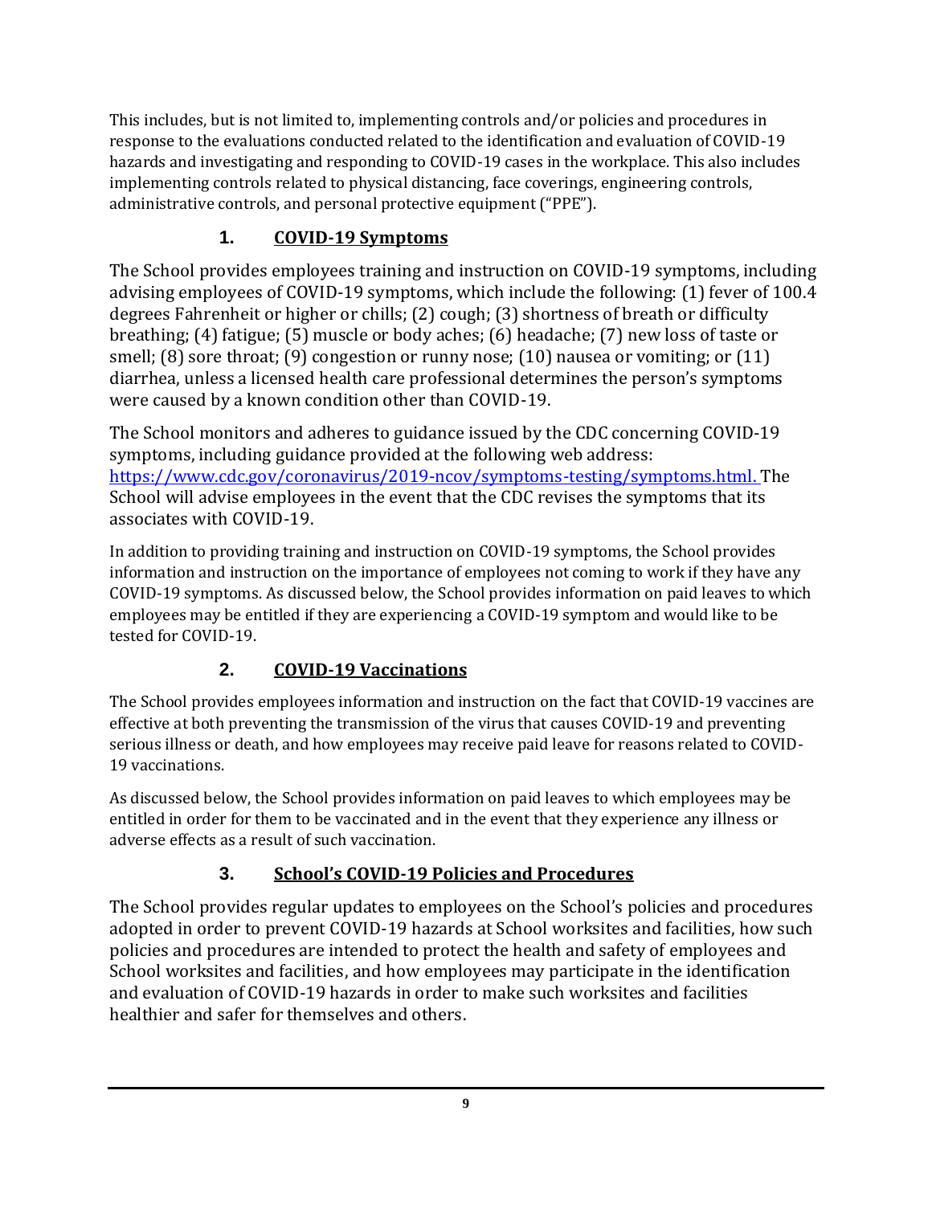This includes, but is not limited to, implementing controls and/or policies and procedures in response to the evaluations conducted related to the identification and evaluation of COVID-19 hazards and investigating and responding to COVID-19 cases in the workplace. This also includes implementing controls related to physical distancing, face coverings, engineering controls, administrative controls, and personal protective equipment ("PPE").

### 1. COVID-19 Symptoms

The School provides employees training and instruction on COVID-19 symptoms, including advising employees of COVID-19 symptoms, which include the following: (1) fever of 100.4 degrees Fahrenheit or higher or chills; (2) cough; (3) shortness of breath or difficulty breathing; (4) fatigue; (5) muscle or body aches; (6) headache; (7) new loss of taste or smell; (8) sore throat; (9) congestion or runny nose; (10) nausea or vomiting; or (11) diarrhea, unless a licensed health care professional determines the person's symptoms were caused by a known condition other than COVID-19.

The School monitors and adheres to guidance issued by the CDC concerning COVID-19 symptoms, including guidance provided at the following web address: [https://www.cdc.gov/coronavirus/2019-ncov/symptoms-testing/symptoms.html.](https://www.cdc.gov/coronavirus/2019-ncov/symptoms-testing/symptoms.html) The School will advise employees in the event that the CDC revises the symptoms that its associates with COVID-19.

In addition to providing training and instruction on COVID-19 symptoms, the School provides information and instruction on the importance of employees not coming to work if they have any COVID-19 symptoms. As discussed below, the School provides information on paid leaves to which employees may be entitled if they are experiencing a COVID-19 symptom and would like to be tested for COVID-19.

### 2. COVID-19 Vaccinations

The School provides employees information and instruction on the fact that COVID-19 vaccines are effective at both preventing the transmission of the virus that causes COVID-19 and preventing serious illness or death, and how employees may receive paid leave for reasons related to COVID-19 vaccinations.

As discussed below, the School provides information on paid leaves to which employees may be entitled in order for them to be vaccinated and in the event that they experience any illness or adverse effects as a result of such vaccination.

### 3. School's COVID-19 Policies and Procedures

The School provides regular updates to employees on the School's policies and procedures adopted in order to prevent COVID-19 hazards at School worksites and facilities, how such policies and procedures are intended to protect the health and safety of employees and School worksites and facilities, and how employees may participate in the identification and evaluation of COVID-19 hazards in order to make such worksites and facilities healthier and safer for themselves and others.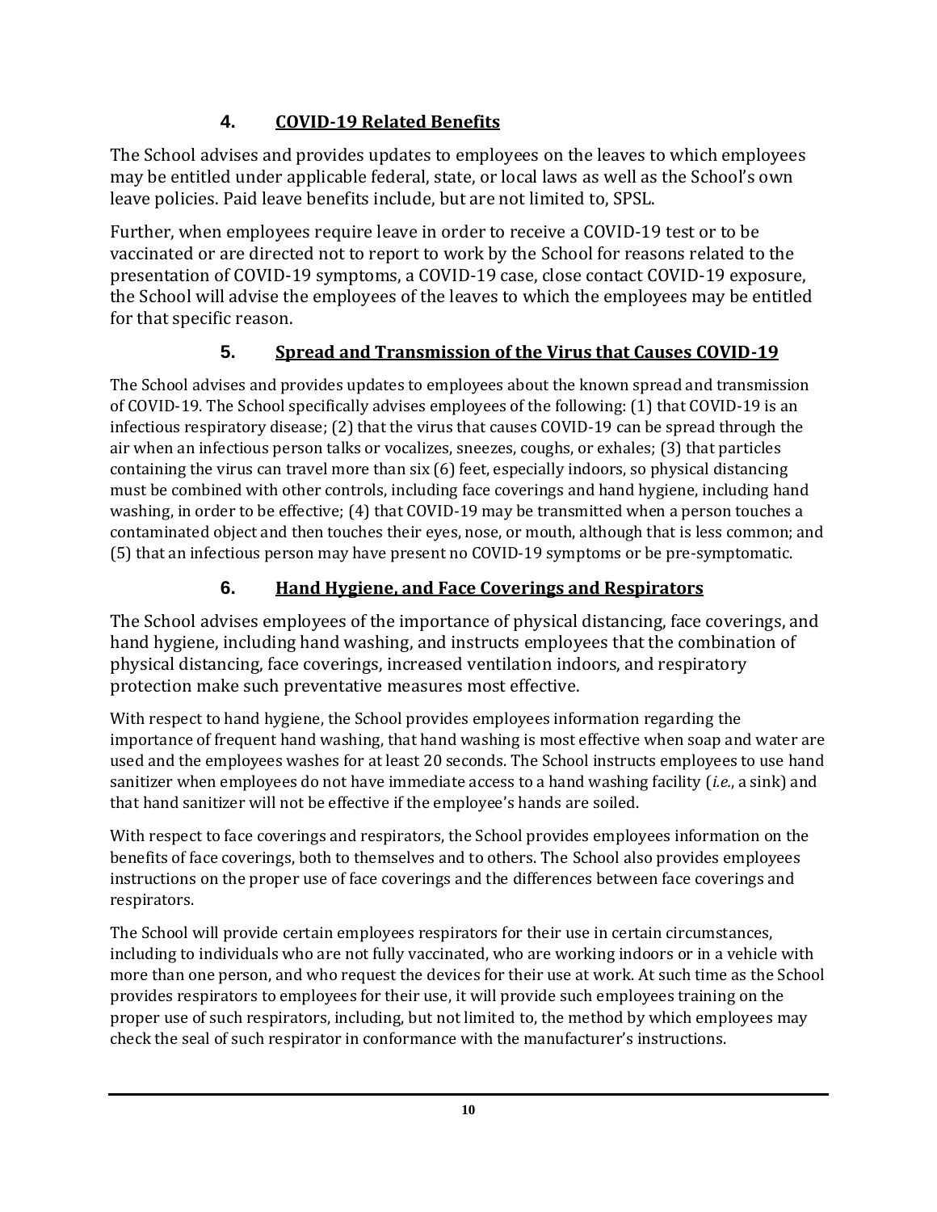### 4. COVID-19 Related Benefits

The School advises and provides updates to employees on the leaves to which employees may be entitled under applicable federal, state, or local laws as well as the School's own leave policies. Paid leave benefits include, but are not limited to, SPSL.

Further, when employees require leave in order to receive a COVID-19 test or to be vaccinated or are directed not to report to work by the School for reasons related to the presentation of COVID-19 symptoms, a COVID-19 case, close contact COVID-19 exposure, the School will advise the employees of the leaves to which the employees may be entitled for that specific reason.

### 5. Spread and Transmission of the Virus that Causes COVID-19

The School advises and provides updates to employees about the known spread and transmission of COVID-19. The School specifically advises employees of the following: (1) that COVID-19 is an infectious respiratory disease; (2) that the virus that causes COVID-19 can be spread through the air when an infectious person talks or vocalizes, sneezes, coughs, or exhales; (3) that particles containing the virus can travel more than six (6) feet, especially indoors, so physical distancing must be combined with other controls, including face coverings and hand hygiene, including hand washing, in order to be effective; (4) that COVID-19 may be transmitted when a person touches a contaminated object and then touches their eyes, nose, or mouth, although that is less common; and (5) that an infectious person may have present no COVID-19 symptoms or be pre-symptomatic.

### 6. Hand Hygiene, and Face Coverings and Respirators

The School advises employees of the importance of physical distancing, face coverings, and hand hygiene, including hand washing, and instructs employees that the combination of physical distancing, face coverings, increased ventilation indoors, and respiratory protection make such preventative measures most effective.

With respect to hand hygiene, the School provides employees information regarding the importance of frequent hand washing, that hand washing is most effective when soap and water are used and the employees washes for at least 20 seconds. The School instructs employees to use hand sanitizer when employees do not have immediate access to a hand washing facility (*i.e.*, a sink) and that hand sanitizer will not be effective if the employee's hands are soiled.

With respect to face coverings and respirators, the School provides employees information on the benefits of face coverings, both to themselves and to others. The School also provides employees instructions on the proper use of face coverings and the differences between face coverings and respirators.

The School will provide certain employees respirators for their use in certain circumstances, including to individuals who are not fully vaccinated, who are working indoors or in a vehicle with more than one person, and who request the devices for their use at work. At such time as the School provides respirators to employees for their use, it will provide such employees training on the proper use of such respirators, including, but not limited to, the method by which employees may check the seal of such respirator in conformance with the manufacturer's instructions.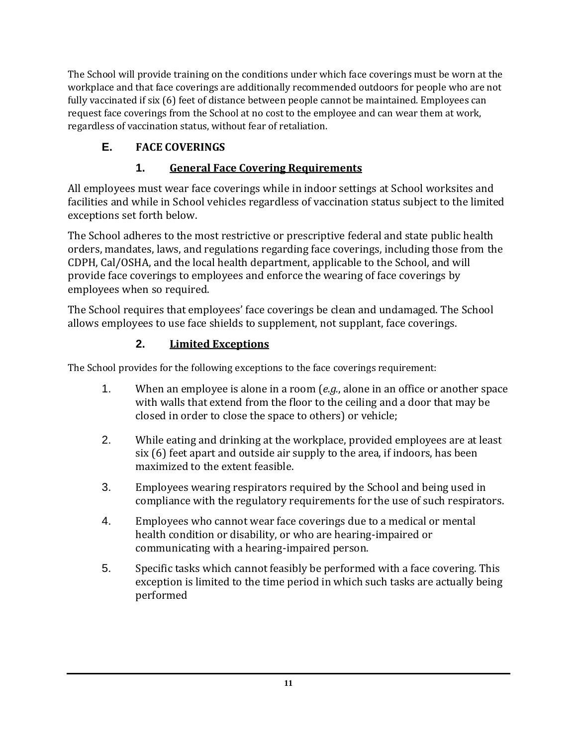The School will provide training on the conditions under which face coverings must be worn at the workplace and that face coverings are additionally recommended outdoors for people who are not fully vaccinated if six (6) feet of distance between people cannot be maintained. Employees can request face coverings from the School at no cost to the employee and can wear them at work, regardless of vaccination status, without fear of retaliation.

## E. FACE COVERINGS

### 1. General Face Covering Requirements

All employees must wear face coverings while in indoor settings at School worksites and facilities and while in School vehicles regardless of vaccination status subject to the limited exceptions set forth below.

The School adheres to the most restrictive or prescriptive federal and state public health orders, mandates, laws, and regulations regarding face coverings, including those from the CDPH, Cal/OSHA, and the local health department, applicable to the School, and will provide face coverings to employees and enforce the wearing of face coverings by employees when so required.

The School requires that employees' face coverings be clean and undamaged. The School allows employees to use face shields to supplement, not supplant, face coverings.

### 2. Limited Exceptions

The School provides for the following exceptions to the face coverings requirement:

1. When an employee is alone in a room (*e.g.*, alone in an office or another space with walls that extend from the floor to the ceiling and a door that may be closed in order to close the space to others) or vehicle;
2. While eating and drinking at the workplace, provided employees are at least six (6) feet apart and outside air supply to the area, if indoors, has been maximized to the extent feasible.
3. Employees wearing respirators required by the School and being used in compliance with the regulatory requirements for the use of such respirators.
4. Employees who cannot wear face coverings due to a medical or mental health condition or disability, or who are hearing-impaired or communicating with a hearing-impaired person.
5. Specific tasks which cannot feasibly be performed with a face covering. This exception is limited to the time period in which such tasks are actually being performed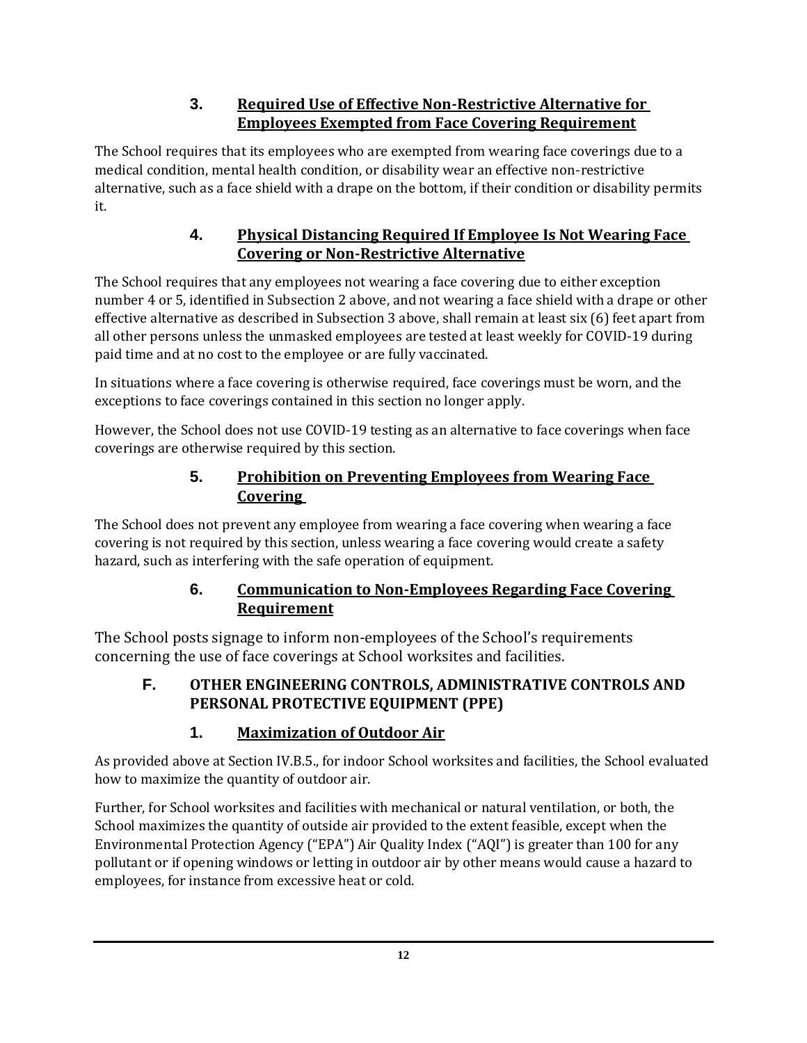### 3. Required Use of Effective Non-Restrictive Alternative for Employees Exempted from Face Covering Requirement

The School requires that its employees who are exempted from wearing face coverings due to a medical condition, mental health condition, or disability wear an effective non-restrictive alternative, such as a face shield with a drape on the bottom, if their condition or disability permits it.

### 4. Physical Distancing Required If Employee Is Not Wearing Face Covering or Non-Restrictive Alternative

The School requires that any employees not wearing a face covering due to either exception number 4 or 5, identified in Subsection 2 above, and not wearing a face shield with a drape or other effective alternative as described in Subsection 3 above, shall remain at least six (6) feet apart from all other persons unless the unmasked employees are tested at least weekly for COVID-19 during paid time and at no cost to the employee or are fully vaccinated.

In situations where a face covering is otherwise required, face coverings must be worn, and the exceptions to face coverings contained in this section no longer apply.

However, the School does not use COVID-19 testing as an alternative to face coverings when face coverings are otherwise required by this section.

### 5. Prohibition on Preventing Employees from Wearing Face Covering

The School does not prevent any employee from wearing a face covering when wearing a face covering is not required by this section, unless wearing a face covering would create a safety hazard, such as interfering with the safe operation of equipment.

### 6. Communication to Non-Employees Regarding Face Covering Requirement

The School posts signage to inform non-employees of the School's requirements concerning the use of face coverings at School worksites and facilities.

## F. OTHER ENGINEERING CONTROLS, ADMINISTRATIVE CONTROLS AND PERSONAL PROTECTIVE EQUIPMENT (PPE)

### 1. Maximization of Outdoor Air

As provided above at Section IV.B.5., for indoor School worksites and facilities, the School evaluated how to maximize the quantity of outdoor air.

Further, for School worksites and facilities with mechanical or natural ventilation, or both, the School maximizes the quantity of outside air provided to the extent feasible, except when the Environmental Protection Agency ("EPA") Air Quality Index ("AQI") is greater than 100 for any pollutant or if opening windows or letting in outdoor air by other means would cause a hazard to employees, for instance from excessive heat or cold.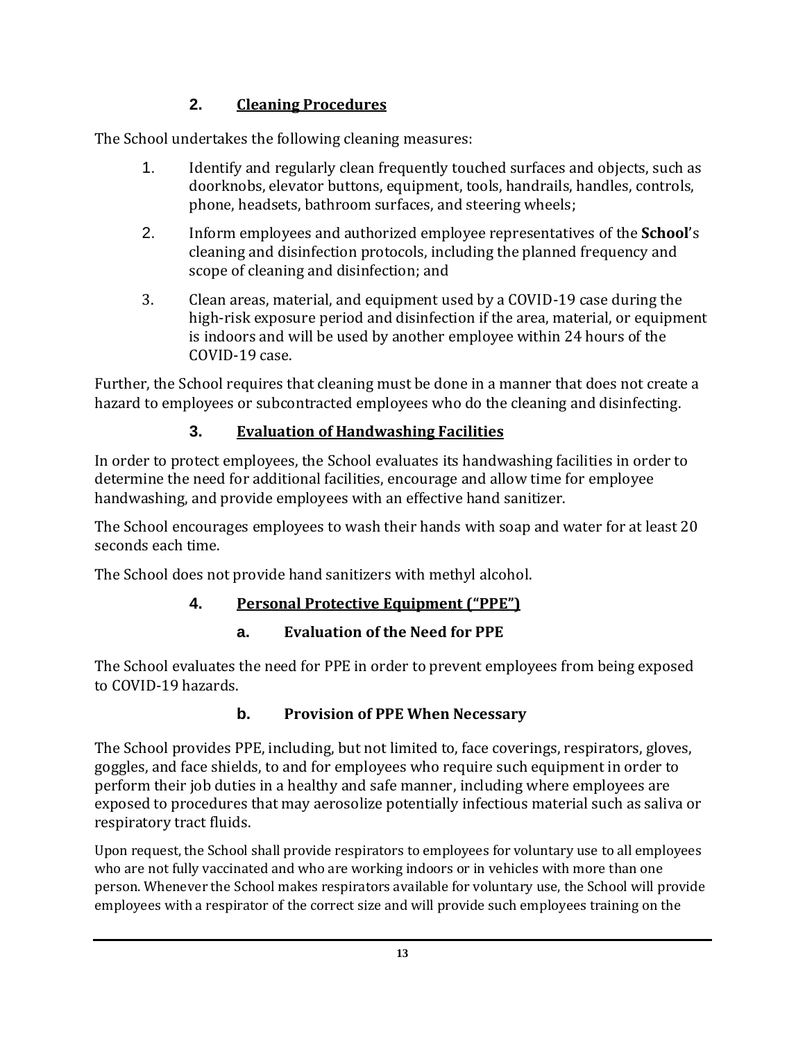### 2. Cleaning Procedures

The School undertakes the following cleaning measures:

1. Identify and regularly clean frequently touched surfaces and objects, such as doorknobs, elevator buttons, equipment, tools, handrails, handles, controls, phone, headsets, bathroom surfaces, and steering wheels;
2. Inform employees and authorized employee representatives of the **School**'s cleaning and disinfection protocols, including the planned frequency and scope of cleaning and disinfection; and
3. Clean areas, material, and equipment used by a COVID-19 case during the high-risk exposure period and disinfection if the area, material, or equipment is indoors and will be used by another employee within 24 hours of the COVID-19 case.

Further, the School requires that cleaning must be done in a manner that does not create a hazard to employees or subcontracted employees who do the cleaning and disinfecting.

### 3. Evaluation of Handwashing Facilities

In order to protect employees, the School evaluates its handwashing facilities in order to determine the need for additional facilities, encourage and allow time for employee handwashing, and provide employees with an effective hand sanitizer.

The School encourages employees to wash their hands with soap and water for at least 20 seconds each time.

The School does not provide hand sanitizers with methyl alcohol.

### 4. Personal Protective Equipment ("PPE")

#### a. Evaluation of the Need for PPE

The School evaluates the need for PPE in order to prevent employees from being exposed to COVID-19 hazards.

#### b. Provision of PPE When Necessary

The School provides PPE, including, but not limited to, face coverings, respirators, gloves, goggles, and face shields, to and for employees who require such equipment in order to perform their job duties in a healthy and safe manner, including where employees are exposed to procedures that may aerosolize potentially infectious material such as saliva or respiratory tract fluids.

Upon request, the School shall provide respirators to employees for voluntary use to all employees who are not fully vaccinated and who are working indoors or in vehicles with more than one person. Whenever the School makes respirators available for voluntary use, the School will provide employees with a respirator of the correct size and will provide such employees training on the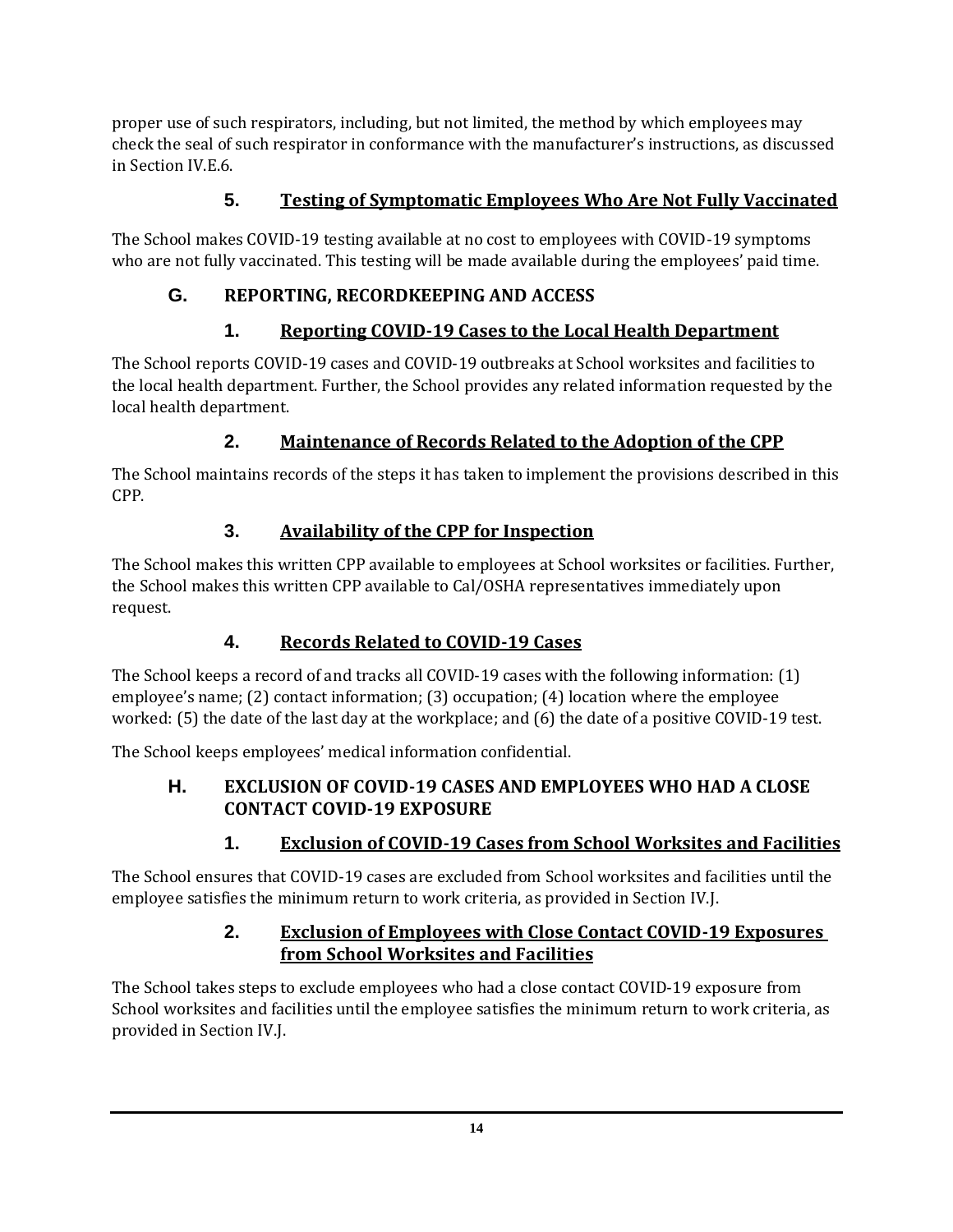proper use of such respirators, including, but not limited, the method by which employees may check the seal of such respirator in conformance with the manufacturer's instructions, as discussed in Section IV.E.6.

#### 5. Testing of Symptomatic Employees Who Are Not Fully Vaccinated

The School makes COVID-19 testing available at no cost to employees with COVID-19 symptoms who are not fully vaccinated. This testing will be made available during the employees' paid time.

### G. REPORTING, RECORDKEEPING AND ACCESS

#### 1. Reporting COVID-19 Cases to the Local Health Department

The School reports COVID-19 cases and COVID-19 outbreaks at School worksites and facilities to the local health department. Further, the School provides any related information requested by the local health department.

#### 2. Maintenance of Records Related to the Adoption of the CPP

The School maintains records of the steps it has taken to implement the provisions described in this CPP.

#### 3. Availability of the CPP for Inspection

The School makes this written CPP available to employees at School worksites or facilities. Further, the School makes this written CPP available to Cal/OSHA representatives immediately upon request.

#### 4. Records Related to COVID-19 Cases

The School keeps a record of and tracks all COVID-19 cases with the following information: (1) employee's name; (2) contact information; (3) occupation; (4) location where the employee worked: (5) the date of the last day at the workplace; and (6) the date of a positive COVID-19 test.

The School keeps employees' medical information confidential.

### H. EXCLUSION OF COVID-19 CASES AND EMPLOYEES WHO HAD A CLOSE CONTACT COVID-19 EXPOSURE

#### 1. Exclusion of COVID-19 Cases from School Worksites and Facilities

The School ensures that COVID-19 cases are excluded from School worksites and facilities until the employee satisfies the minimum return to work criteria, as provided in Section IV.J.

#### 2. Exclusion of Employees with Close Contact COVID-19 Exposures from School Worksites and Facilities

The School takes steps to exclude employees who had a close contact COVID-19 exposure from School worksites and facilities until the employee satisfies the minimum return to work criteria, as provided in Section IV.J.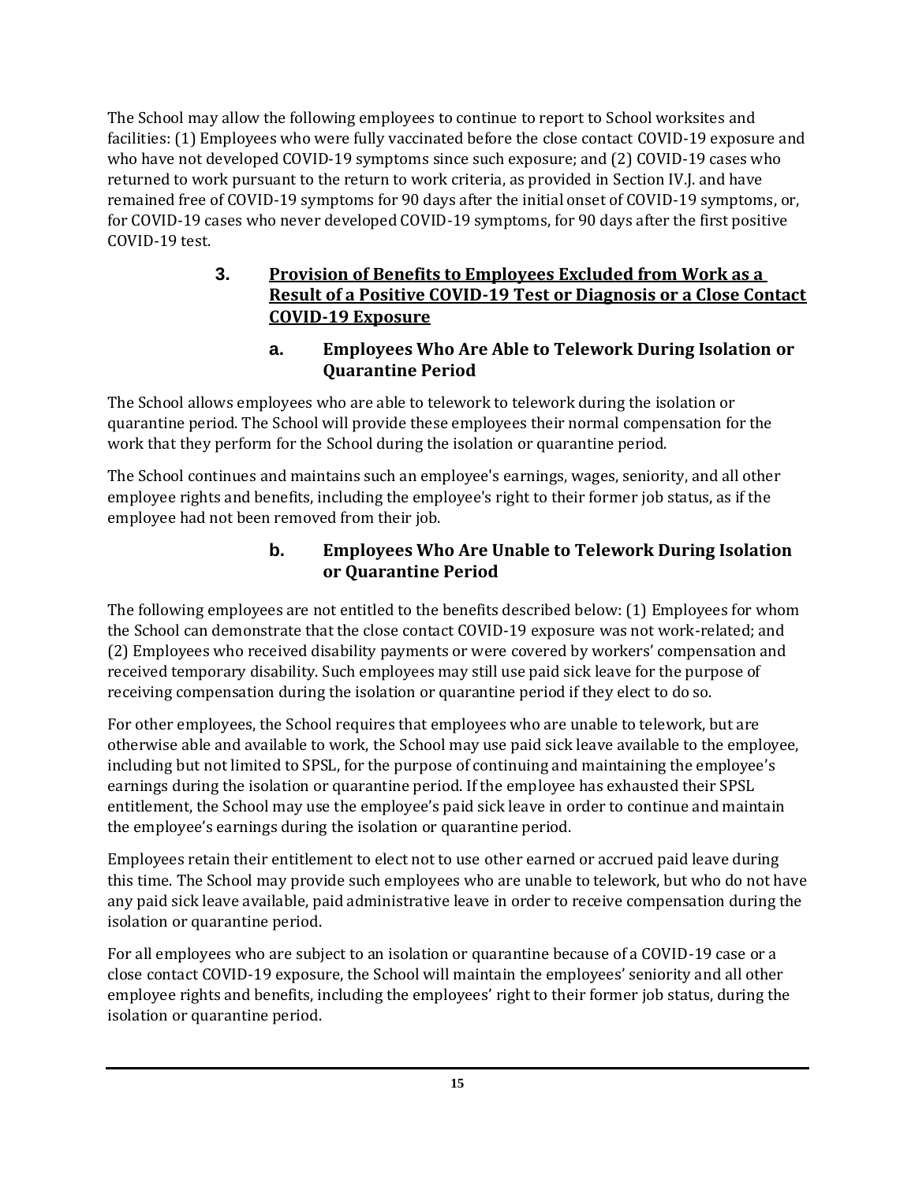The School may allow the following employees to continue to report to School worksites and facilities: (1) Employees who were fully vaccinated before the close contact COVID-19 exposure and who have not developed COVID-19 symptoms since such exposure; and (2) COVID-19 cases who returned to work pursuant to the return to work criteria, as provided in Section IV.J. and have remained free of COVID-19 symptoms for 90 days after the initial onset of COVID-19 symptoms, or, for COVID-19 cases who never developed COVID-19 symptoms, for 90 days after the first positive COVID-19 test.

### 3. Provision of Benefits to Employees Excluded from Work as a Result of a Positive COVID-19 Test or Diagnosis or a Close Contact COVID-19 Exposure

#### a. Employees Who Are Able to Telework During Isolation or Quarantine Period

The School allows employees who are able to telework to telework during the isolation or quarantine period. The School will provide these employees their normal compensation for the work that they perform for the School during the isolation or quarantine period.

The School continues and maintains such an employee's earnings, wages, seniority, and all other employee rights and benefits, including the employee's right to their former job status, as if the employee had not been removed from their job.

#### b. Employees Who Are Unable to Telework During Isolation or Quarantine Period

The following employees are not entitled to the benefits described below: (1) Employees for whom the School can demonstrate that the close contact COVID-19 exposure was not work-related; and (2) Employees who received disability payments or were covered by workers' compensation and received temporary disability. Such employees may still use paid sick leave for the purpose of receiving compensation during the isolation or quarantine period if they elect to do so.

For other employees, the School requires that employees who are unable to telework, but are otherwise able and available to work, the School may use paid sick leave available to the employee, including but not limited to SPSL, for the purpose of continuing and maintaining the employee's earnings during the isolation or quarantine period. If the employee has exhausted their SPSL entitlement, the School may use the employee's paid sick leave in order to continue and maintain the employee's earnings during the isolation or quarantine period.

Employees retain their entitlement to elect not to use other earned or accrued paid leave during this time. The School may provide such employees who are unable to telework, but who do not have any paid sick leave available, paid administrative leave in order to receive compensation during the isolation or quarantine period.

For all employees who are subject to an isolation or quarantine because of a COVID-19 case or a close contact COVID-19 exposure, the School will maintain the employees' seniority and all other employee rights and benefits, including the employees' right to their former job status, during the isolation or quarantine period.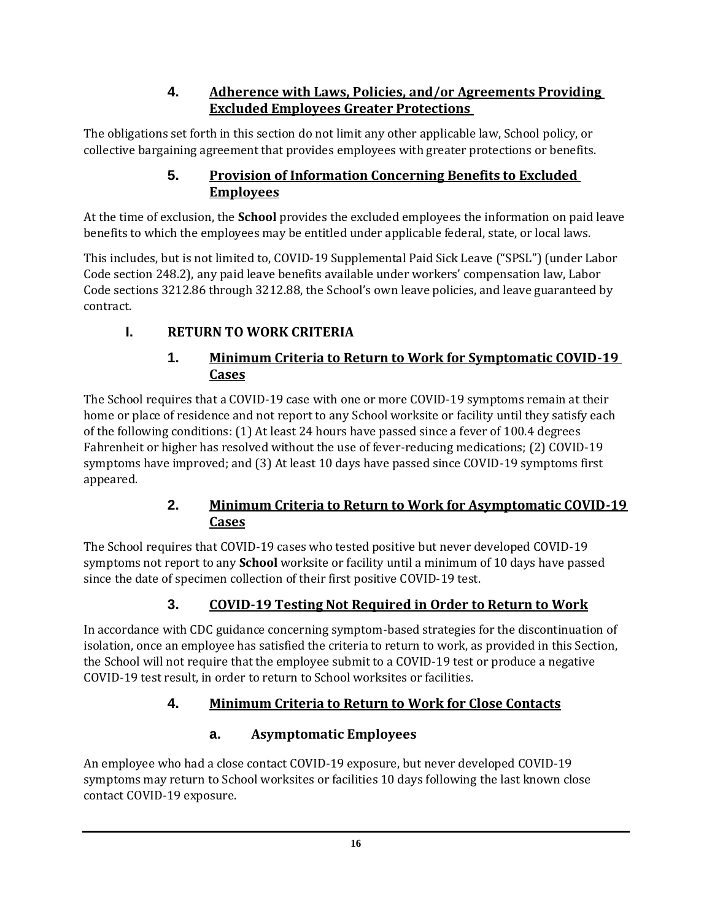### 4. Adherence with Laws, Policies, and/or Agreements Providing Excluded Employees Greater Protections

The obligations set forth in this section do not limit any other applicable law, School policy, or collective bargaining agreement that provides employees with greater protections or benefits.

### 5. Provision of Information Concerning Benefits to Excluded Employees

At the time of exclusion, the **School** provides the excluded employees the information on paid leave benefits to which the employees may be entitled under applicable federal, state, or local laws.

This includes, but is not limited to, COVID-19 Supplemental Paid Sick Leave ("SPSL") (under Labor Code section 248.2), any paid leave benefits available under workers' compensation law, Labor Code sections 3212.86 through 3212.88, the School's own leave policies, and leave guaranteed by contract.

## I. RETURN TO WORK CRITERIA

### 1. Minimum Criteria to Return to Work for Symptomatic COVID-19 Cases

The School requires that a COVID-19 case with one or more COVID-19 symptoms remain at their home or place of residence and not report to any School worksite or facility until they satisfy each of the following conditions: (1) At least 24 hours have passed since a fever of 100.4 degrees Fahrenheit or higher has resolved without the use of fever-reducing medications; (2) COVID-19 symptoms have improved; and (3) At least 10 days have passed since COVID-19 symptoms first appeared.

### 2. Minimum Criteria to Return to Work for Asymptomatic COVID-19 Cases

The School requires that COVID-19 cases who tested positive but never developed COVID-19 symptoms not report to any **School** worksite or facility until a minimum of 10 days have passed since the date of specimen collection of their first positive COVID-19 test.

### 3. COVID-19 Testing Not Required in Order to Return to Work

In accordance with CDC guidance concerning symptom-based strategies for the discontinuation of isolation, once an employee has satisfied the criteria to return to work, as provided in this Section, the School will not require that the employee submit to a COVID-19 test or produce a negative COVID-19 test result, in order to return to School worksites or facilities.

### 4. Minimum Criteria to Return to Work for Close Contacts

#### a. Asymptomatic Employees

An employee who had a close contact COVID-19 exposure, but never developed COVID-19 symptoms may return to School worksites or facilities 10 days following the last known close contact COVID-19 exposure.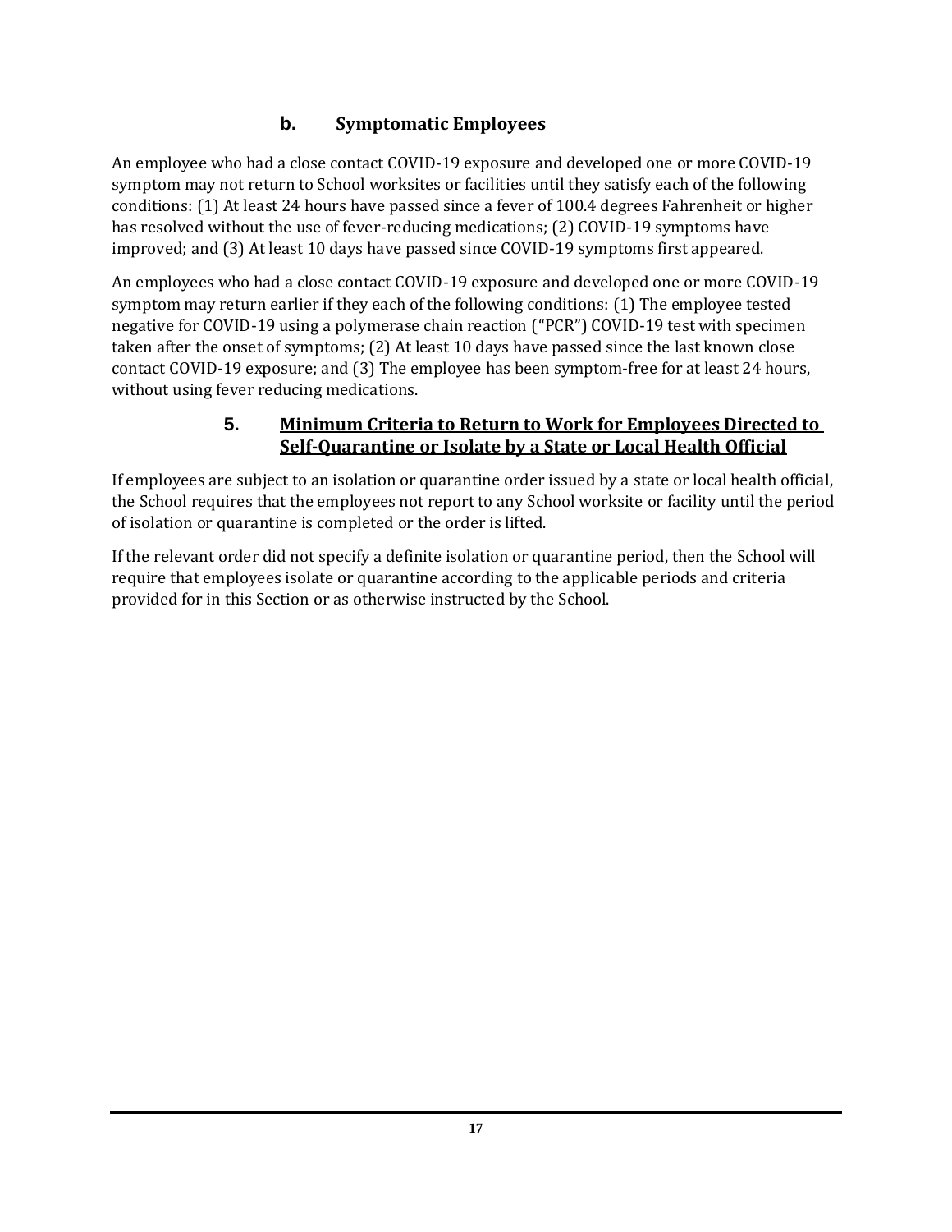### b. Symptomatic Employees

An employee who had a close contact COVID-19 exposure and developed one or more COVID-19 symptom may not return to School worksites or facilities until they satisfy each of the following conditions: (1) At least 24 hours have passed since a fever of 100.4 degrees Fahrenheit or higher has resolved without the use of fever-reducing medications; (2) COVID-19 symptoms have improved; and (3) At least 10 days have passed since COVID-19 symptoms first appeared.

An employees who had a close contact COVID-19 exposure and developed one or more COVID-19 symptom may return earlier if they each of the following conditions: (1) The employee tested negative for COVID-19 using a polymerase chain reaction ("PCR") COVID-19 test with specimen taken after the onset of symptoms; (2) At least 10 days have passed since the last known close contact COVID-19 exposure; and (3) The employee has been symptom-free for at least 24 hours, without using fever reducing medications.

## 5. Minimum Criteria to Return to Work for Employees Directed to Self-Quarantine or Isolate by a State or Local Health Official

If employees are subject to an isolation or quarantine order issued by a state or local health official, the School requires that the employees not report to any School worksite or facility until the period of isolation or quarantine is completed or the order is lifted.

If the relevant order did not specify a definite isolation or quarantine period, then the School will require that employees isolate or quarantine according to the applicable periods and criteria provided for in this Section or as otherwise instructed by the School.